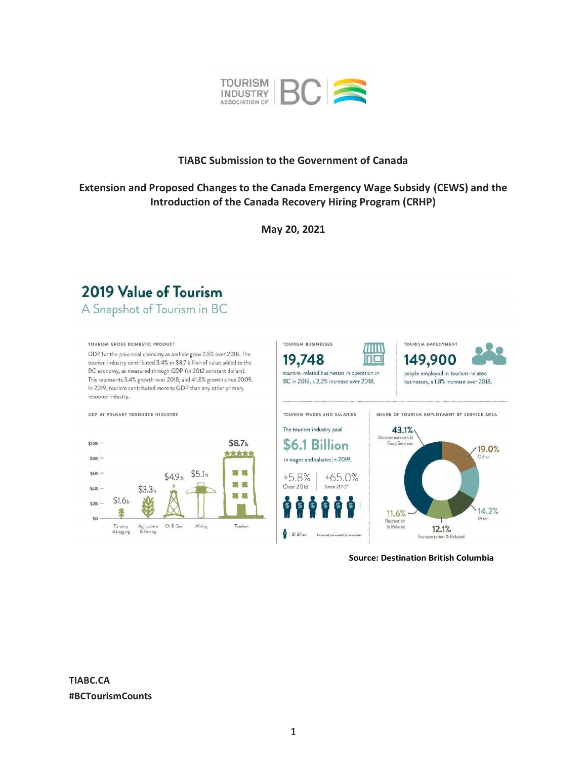**TIABC Submission to the Government of Canada**

**Extension and Proposed Changes to the Canada Emergency Wage Subsidy (CEWS) and the Introduction of the Canada Recovery Hiring Program (CRHP)**

**May 20, 2021**

## 2019 Value of Tourism

### A Snapshot of Tourism in BC

**TOURISM GROSS DOMESTIC PRODUCT**

GDP for the provincial economy as a whole grew 2.5% over 2018. The tourism industry contributed 3.4% or $8.7 billion of value added to the BC economy, as measured through GDP (in 2012 constant dollars). This represents 3.4% growth over 2018, and 41.8% growth since 2009. In 2019, tourism contributed more to GDP than any other primary resource industry.

**GDP BY PRIMARY RESOURCE INDUSTRY**

| Industry | GDP |
|---|---|
| Forestry & Logging | $1.6b |
| Agriculture & Fishing | $3.3b |
| Oil & Gas | $4.9b |
| Mining | $5.1b |
| Tourism | $8.7b |

**TOURISM BUSINESSES**

**19,748**

tourism-related businesses in operation in BC in 2019, a 2.2% increase over 2018.

**TOURISM EMPLOYMENT**

**149,900**

people employed in tourism-related businesses, a 1.8% increase over 2018.

**TOURISM WAGES AND SALARIES**

The tourism industry paid

**$6.1 Billion**

in wages and salaries in 2019.

+5.8% Over 2018 | +65.0% Since 2010*

= $1 Billion

* the earliest year available for comparison

**SHARE OF TOURISM EMPLOYMENT BY SERVICE AREA**

| Service Area | Share |
|---|---|
| Accommodation & Food Services | 43.1% |
| Other | 19.0% |
| Retail | 14.2% |
| Transportation & Related | 12.1% |
| Recreation & Related | 11.6% |

**Source: Destination British Columbia**

**TIABC.CA**
**#BCTourismCounts**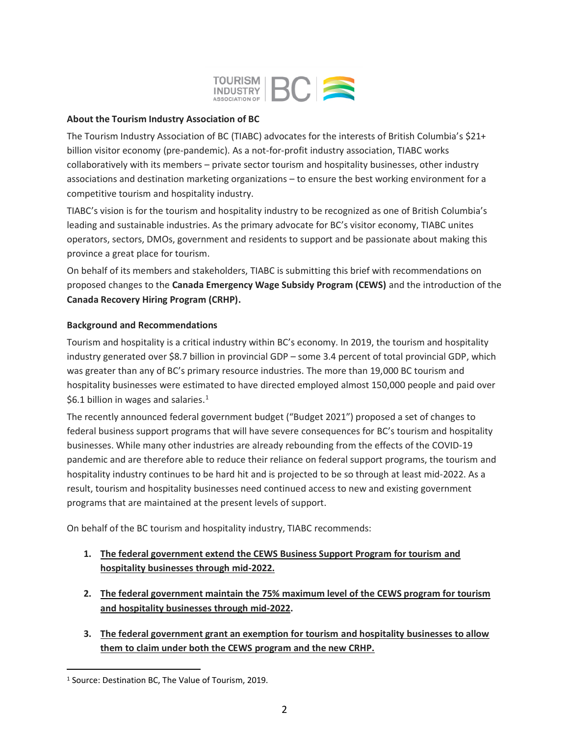**About the Tourism Industry Association of BC**

The Tourism Industry Association of BC (TIABC) advocates for the interests of British Columbia's $21+ billion visitor economy (pre-pandemic). As a not-for-profit industry association, TIABC works collaboratively with its members – private sector tourism and hospitality businesses, other industry associations and destination marketing organizations – to ensure the best working environment for a competitive tourism and hospitality industry.

TIABC's vision is for the tourism and hospitality industry to be recognized as one of British Columbia's leading and sustainable industries. As the primary advocate for BC's visitor economy, TIABC unites operators, sectors, DMOs, government and residents to support and be passionate about making this province a great place for tourism.

On behalf of its members and stakeholders, TIABC is submitting this brief with recommendations on proposed changes to the **Canada Emergency Wage Subsidy Program (CEWS)** and the introduction of the **Canada Recovery Hiring Program (CRHP).**

**Background and Recommendations**

Tourism and hospitality is a critical industry within BC's economy. In 2019, the tourism and hospitality industry generated over $8.7 billion in provincial GDP – some 3.4 percent of total provincial GDP, which was greater than any of BC's primary resource industries. The more than 19,000 BC tourism and hospitality businesses were estimated to have directed employed almost 150,000 people and paid over $6.1 billion in wages and salaries.[1]

The recently announced federal government budget ("Budget 2021") proposed a set of changes to federal business support programs that will have severe consequences for BC's tourism and hospitality businesses. While many other industries are already rebounding from the effects of the COVID-19 pandemic and are therefore able to reduce their reliance on federal support programs, the tourism and hospitality industry continues to be hard hit and is projected to be so through at least mid-2022. As a result, tourism and hospitality businesses need continued access to new and existing government programs that are maintained at the present levels of support.

On behalf of the BC tourism and hospitality industry, TIABC recommends:

1. **The federal government extend the CEWS Business Support Program for tourism and hospitality businesses through mid-2022.**

2. **The federal government maintain the 75% maximum level of the CEWS program for tourism and hospitality businesses through mid-2022.**

3. **The federal government grant an exemption for tourism and hospitality businesses to allow them to claim under both the CEWS program and the new CRHP.**

[1] Source: Destination BC, The Value of Tourism, 2019.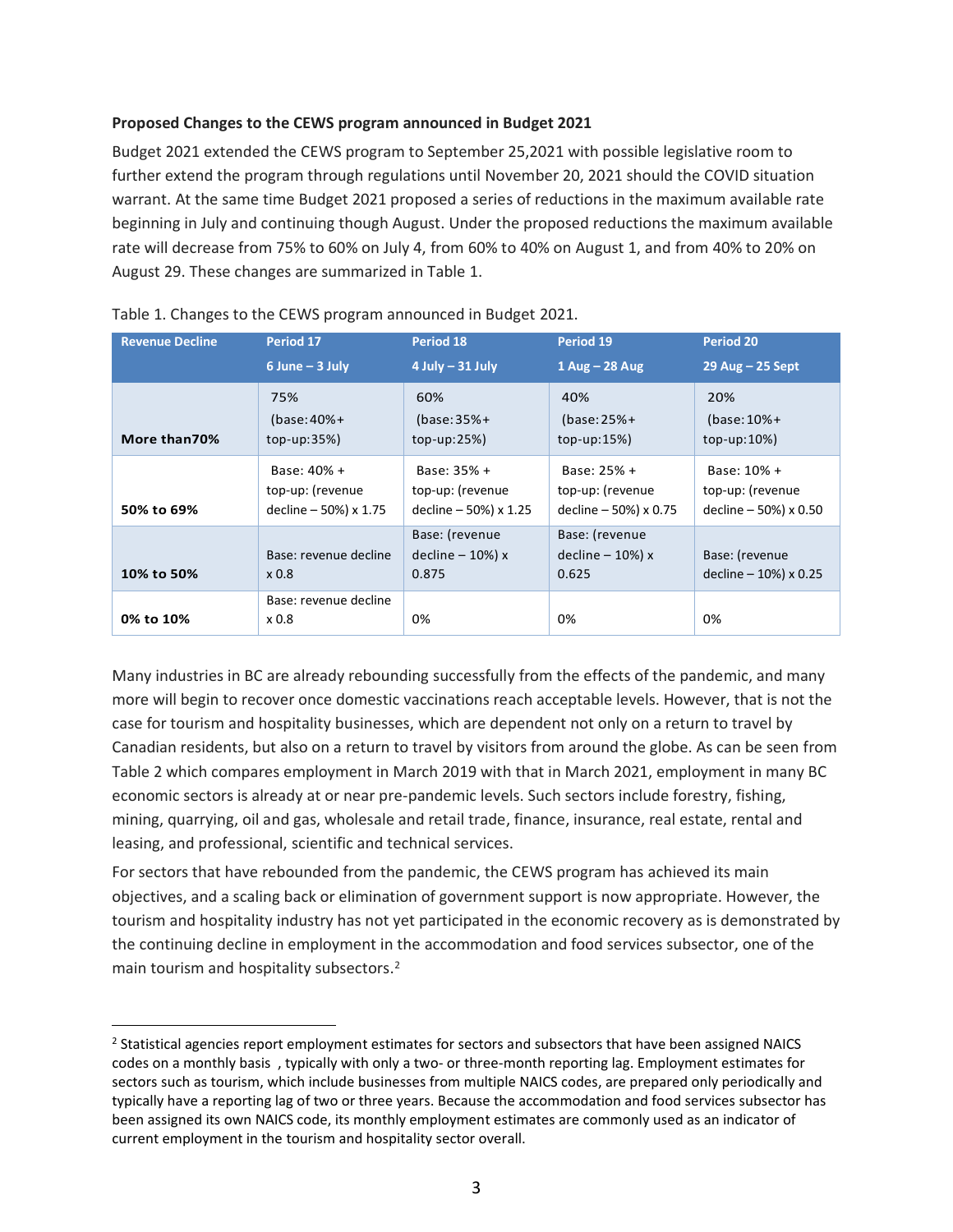**Proposed Changes to the CEWS program announced in Budget 2021**

Budget 2021 extended the CEWS program to September 25,2021 with possible legislative room to further extend the program through regulations until November 20, 2021 should the COVID situation warrant. At the same time Budget 2021 proposed a series of reductions in the maximum available rate beginning in July and continuing though August. Under the proposed reductions the maximum available rate will decrease from 75% to 60% on July 4, from 60% to 40% on August 1, and from 40% to 20% on August 29. These changes are summarized in Table 1.

Table 1. Changes to the CEWS program announced in Budget 2021.

| Revenue Decline | Period 17<br>6 June – 3 July | Period 18<br>4 July – 31 July | Period 19<br>1 Aug – 28 Aug | Period 20<br>29 Aug – 25 Sept |
|---|---|---|---|---|
| **More than70%** | 75%<br>(base:40%+<br>top-up:35%) | 60%<br>(base:35%+<br>top-up:25%) | 40%<br>(base:25%+<br>top-up:15%) | 20%<br>(base:10%+<br>top-up:10%) |
| **50% to 69%** | Base: 40% +<br>top-up: (revenue<br>decline – 50%) x 1.75 | Base: 35% +<br>top-up: (revenue<br>decline – 50%) x 1.25 | Base: 25% +<br>top-up: (revenue<br>decline – 50%) x 0.75 | Base: 10% +<br>top-up: (revenue<br>decline – 50%) x 0.50 |
| **10% to 50%** | Base: revenue decline<br>x 0.8 | Base: (revenue<br>decline – 10%) x<br>0.875 | Base: (revenue<br>decline – 10%) x<br>0.625 | Base: (revenue<br>decline – 10%) x 0.25 |
| **0% to 10%** | Base: revenue decline<br>x 0.8 | 0% | 0% | 0% |

Many industries in BC are already rebounding successfully from the effects of the pandemic, and many more will begin to recover once domestic vaccinations reach acceptable levels. However, that is not the case for tourism and hospitality businesses, which are dependent not only on a return to travel by Canadian residents, but also on a return to travel by visitors from around the globe. As can be seen from Table 2 which compares employment in March 2019 with that in March 2021, employment in many BC economic sectors is already at or near pre-pandemic levels. Such sectors include forestry, fishing, mining, quarrying, oil and gas, wholesale and retail trade, finance, insurance, real estate, rental and leasing, and professional, scientific and technical services.

For sectors that have rebounded from the pandemic, the CEWS program has achieved its main objectives, and a scaling back or elimination of government support is now appropriate. However, the tourism and hospitality industry has not yet participated in the economic recovery as is demonstrated by the continuing decline in employment in the accommodation and food services subsector, one of the main tourism and hospitality subsectors.[2]

[2] Statistical agencies report employment estimates for sectors and subsectors that have been assigned NAICS codes on a monthly basis , typically with only a two- or three-month reporting lag. Employment estimates for sectors such as tourism, which include businesses from multiple NAICS codes, are prepared only periodically and typically have a reporting lag of two or three years. Because the accommodation and food services subsector has been assigned its own NAICS code, its monthly employment estimates are commonly used as an indicator of current employment in the tourism and hospitality sector overall.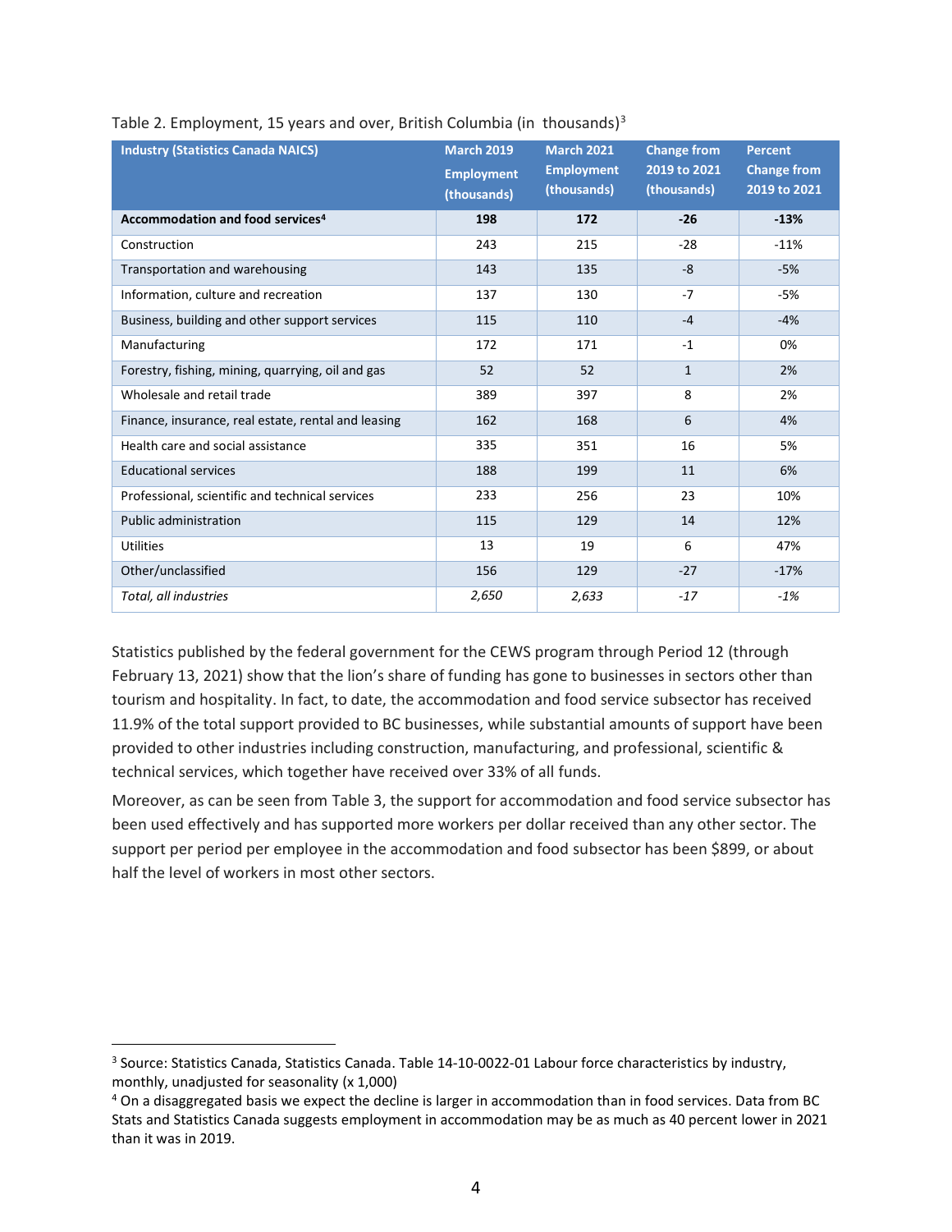Table 2. Employment, 15 years and over, British Columbia (in thousands)[3]

| Industry (Statistics Canada NAICS) | March 2019 Employment (thousands) | March 2021 Employment (thousands) | Change from 2019 to 2021 (thousands) | Percent Change from 2019 to 2021 |
|---|---|---|---|---|
| **Accommodation and food services[4]** | **198** | **172** | **-26** | **-13%** |
| Construction | 243 | 215 | -28 | -11% |
| Transportation and warehousing | 143 | 135 | -8 | -5% |
| Information, culture and recreation | 137 | 130 | -7 | -5% |
| Business, building and other support services | 115 | 110 | -4 | -4% |
| Manufacturing | 172 | 171 | -1 | 0% |
| Forestry, fishing, mining, quarrying, oil and gas | 52 | 52 | 1 | 2% |
| Wholesale and retail trade | 389 | 397 | 8 | 2% |
| Finance, insurance, real estate, rental and leasing | 162 | 168 | 6 | 4% |
| Health care and social assistance | 335 | 351 | 16 | 5% |
| Educational services | 188 | 199 | 11 | 6% |
| Professional, scientific and technical services | 233 | 256 | 23 | 10% |
| Public administration | 115 | 129 | 14 | 12% |
| Utilities | 13 | 19 | 6 | 47% |
| Other/unclassified | 156 | 129 | -27 | -17% |
| *Total, all industries* | *2,650* | *2,633* | *-17* | *-1%* |

Statistics published by the federal government for the CEWS program through Period 12 (through February 13, 2021) show that the lion's share of funding has gone to businesses in sectors other than tourism and hospitality. In fact, to date, the accommodation and food service subsector has received 11.9% of the total support provided to BC businesses, while substantial amounts of support have been provided to other industries including construction, manufacturing, and professional, scientific & technical services, which together have received over 33% of all funds.

Moreover, as can be seen from Table 3, the support for accommodation and food service subsector has been used effectively and has supported more workers per dollar received than any other sector. The support per period per employee in the accommodation and food subsector has been $899, or about half the level of workers in most other sectors.

[3] Source: Statistics Canada, Statistics Canada. Table 14-10-0022-01 Labour force characteristics by industry, monthly, unadjusted for seasonality (x 1,000)

[4] On a disaggregated basis we expect the decline is larger in accommodation than in food services. Data from BC Stats and Statistics Canada suggests employment in accommodation may be as much as 40 percent lower in 2021 than it was in 2019.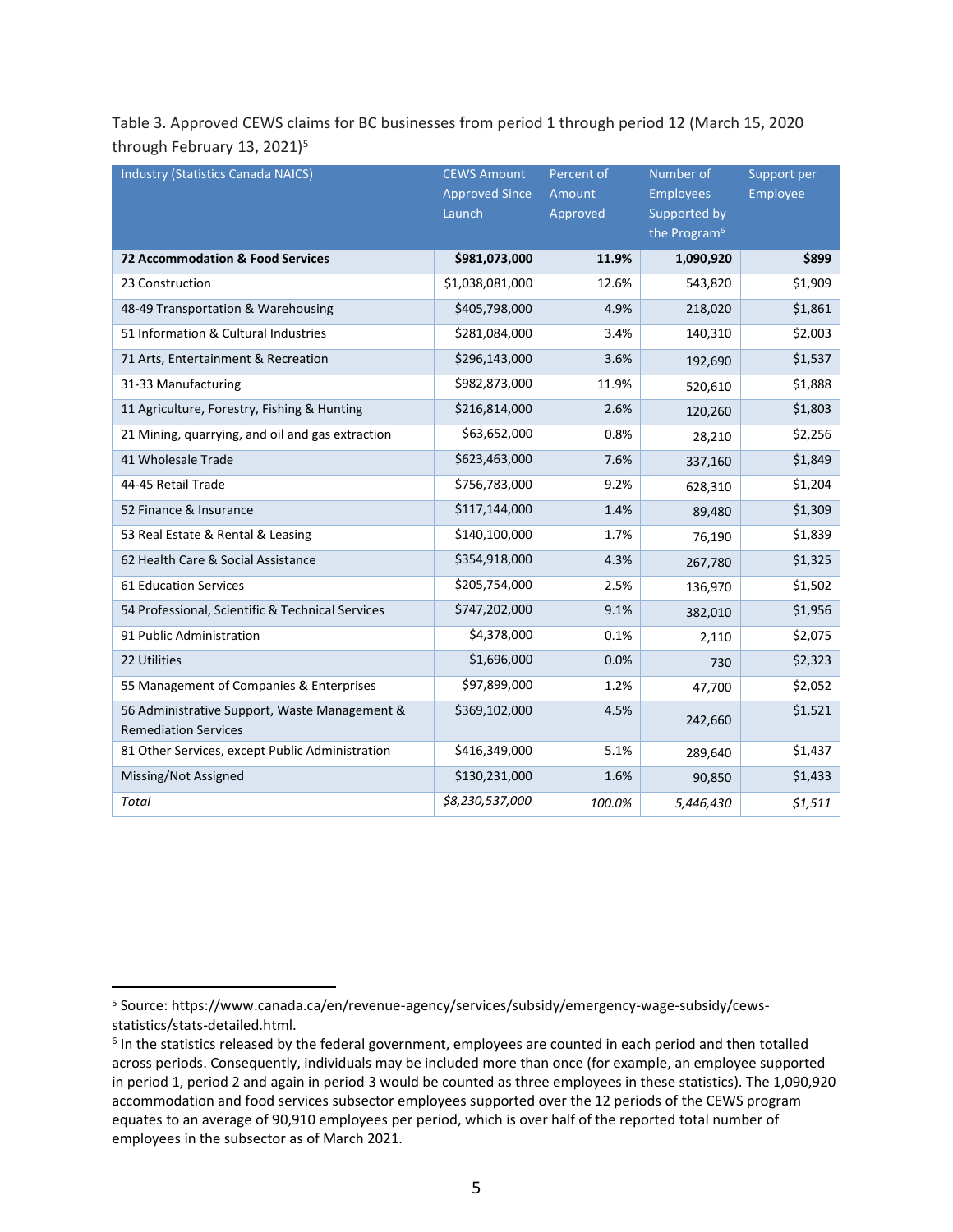Table 3. Approved CEWS claims for BC businesses from period 1 through period 12 (March 15, 2020 through February 13, 2021)[5]

| Industry (Statistics Canada NAICS) | CEWS Amount Approved Since Launch | Percent of Amount Approved | Number of Employees Supported by the Program[6] | Support per Employee |
|---|---|---|---|---|
| **72 Accommodation & Food Services** | **$981,073,000** | **11.9%** | **1,090,920** | **$899** |
| 23 Construction | $1,038,081,000 | 12.6% | 543,820 | $1,909 |
| 48-49 Transportation & Warehousing | $405,798,000 | 4.9% | 218,020 | $1,861 |
| 51 Information & Cultural Industries | $281,084,000 | 3.4% | 140,310 | $2,003 |
| 71 Arts, Entertainment & Recreation | $296,143,000 | 3.6% | 192,690 | $1,537 |
| 31-33 Manufacturing | $982,873,000 | 11.9% | 520,610 | $1,888 |
| 11 Agriculture, Forestry, Fishing & Hunting | $216,814,000 | 2.6% | 120,260 | $1,803 |
| 21 Mining, quarrying, and oil and gas extraction | $63,652,000 | 0.8% | 28,210 | $2,256 |
| 41 Wholesale Trade | $623,463,000 | 7.6% | 337,160 | $1,849 |
| 44-45 Retail Trade | $756,783,000 | 9.2% | 628,310 | $1,204 |
| 52 Finance & Insurance | $117,144,000 | 1.4% | 89,480 | $1,309 |
| 53 Real Estate & Rental & Leasing | $140,100,000 | 1.7% | 76,190 | $1,839 |
| 62 Health Care & Social Assistance | $354,918,000 | 4.3% | 267,780 | $1,325 |
| 61 Education Services | $205,754,000 | 2.5% | 136,970 | $1,502 |
| 54 Professional, Scientific & Technical Services | $747,202,000 | 9.1% | 382,010 | $1,956 |
| 91 Public Administration | $4,378,000 | 0.1% | 2,110 | $2,075 |
| 22 Utilities | $1,696,000 | 0.0% | 730 | $2,323 |
| 55 Management of Companies & Enterprises | $97,899,000 | 1.2% | 47,700 | $2,052 |
| 56 Administrative Support, Waste Management & Remediation Services | $369,102,000 | 4.5% | 242,660 | $1,521 |
| 81 Other Services, except Public Administration | $416,349,000 | 5.1% | 289,640 | $1,437 |
| Missing/Not Assigned | $130,231,000 | 1.6% | 90,850 | $1,433 |
| *Total* | *$8,230,537,000* | *100.0%* | *5,446,430* | *$1,511* |

[5] Source: https://www.canada.ca/en/revenue-agency/services/subsidy/emergency-wage-subsidy/cews-statistics/stats-detailed.html.

[6] In the statistics released by the federal government, employees are counted in each period and then totalled across periods. Consequently, individuals may be included more than once (for example, an employee supported in period 1, period 2 and again in period 3 would be counted as three employees in these statistics). The 1,090,920 accommodation and food services subsector employees supported over the 12 periods of the CEWS program equates to an average of 90,910 employees per period, which is over half of the reported total number of employees in the subsector as of March 2021.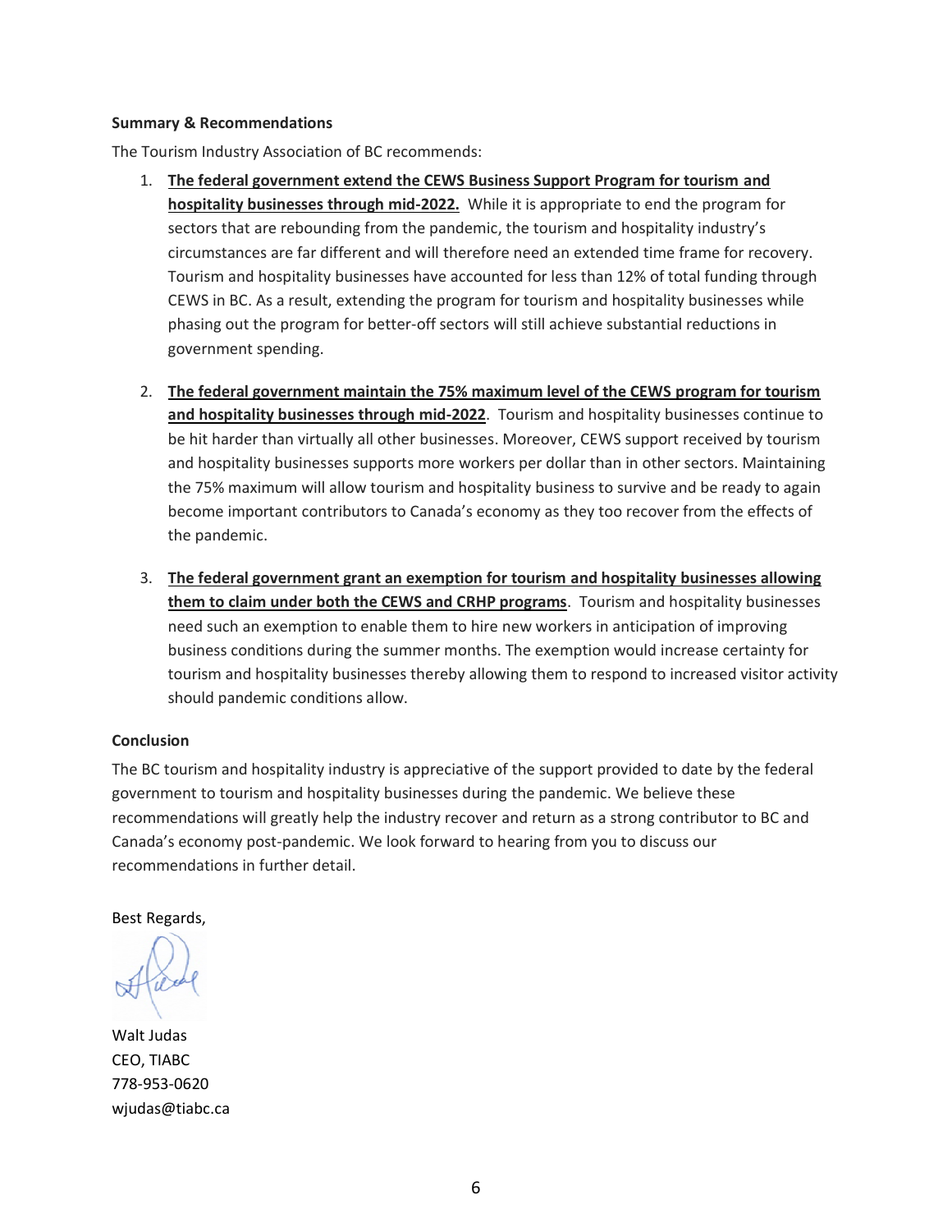**Summary & Recommendations**

The Tourism Industry Association of BC recommends:

1. **The federal government extend the CEWS Business Support Program for tourism and hospitality businesses through mid-2022.** While it is appropriate to end the program for sectors that are rebounding from the pandemic, the tourism and hospitality industry's circumstances are far different and will therefore need an extended time frame for recovery. Tourism and hospitality businesses have accounted for less than 12% of total funding through CEWS in BC. As a result, extending the program for tourism and hospitality businesses while phasing out the program for better-off sectors will still achieve substantial reductions in government spending.

2. **The federal government maintain the 75% maximum level of the CEWS program for tourism and hospitality businesses through mid-2022**. Tourism and hospitality businesses continue to be hit harder than virtually all other businesses. Moreover, CEWS support received by tourism and hospitality businesses supports more workers per dollar than in other sectors. Maintaining the 75% maximum will allow tourism and hospitality business to survive and be ready to again become important contributors to Canada's economy as they too recover from the effects of the pandemic.

3. **The federal government grant an exemption for tourism and hospitality businesses allowing them to claim under both the CEWS and CRHP programs**. Tourism and hospitality businesses need such an exemption to enable them to hire new workers in anticipation of improving business conditions during the summer months. The exemption would increase certainty for tourism and hospitality businesses thereby allowing them to respond to increased visitor activity should pandemic conditions allow.

**Conclusion**

The BC tourism and hospitality industry is appreciative of the support provided to date by the federal government to tourism and hospitality businesses during the pandemic. We believe these recommendations will greatly help the industry recover and return as a strong contributor to BC and Canada's economy post-pandemic. We look forward to hearing from you to discuss our recommendations in further detail.

Best Regards,

Walt Judas
CEO, TIABC
778-953-0620
wjudas@tiabc.ca